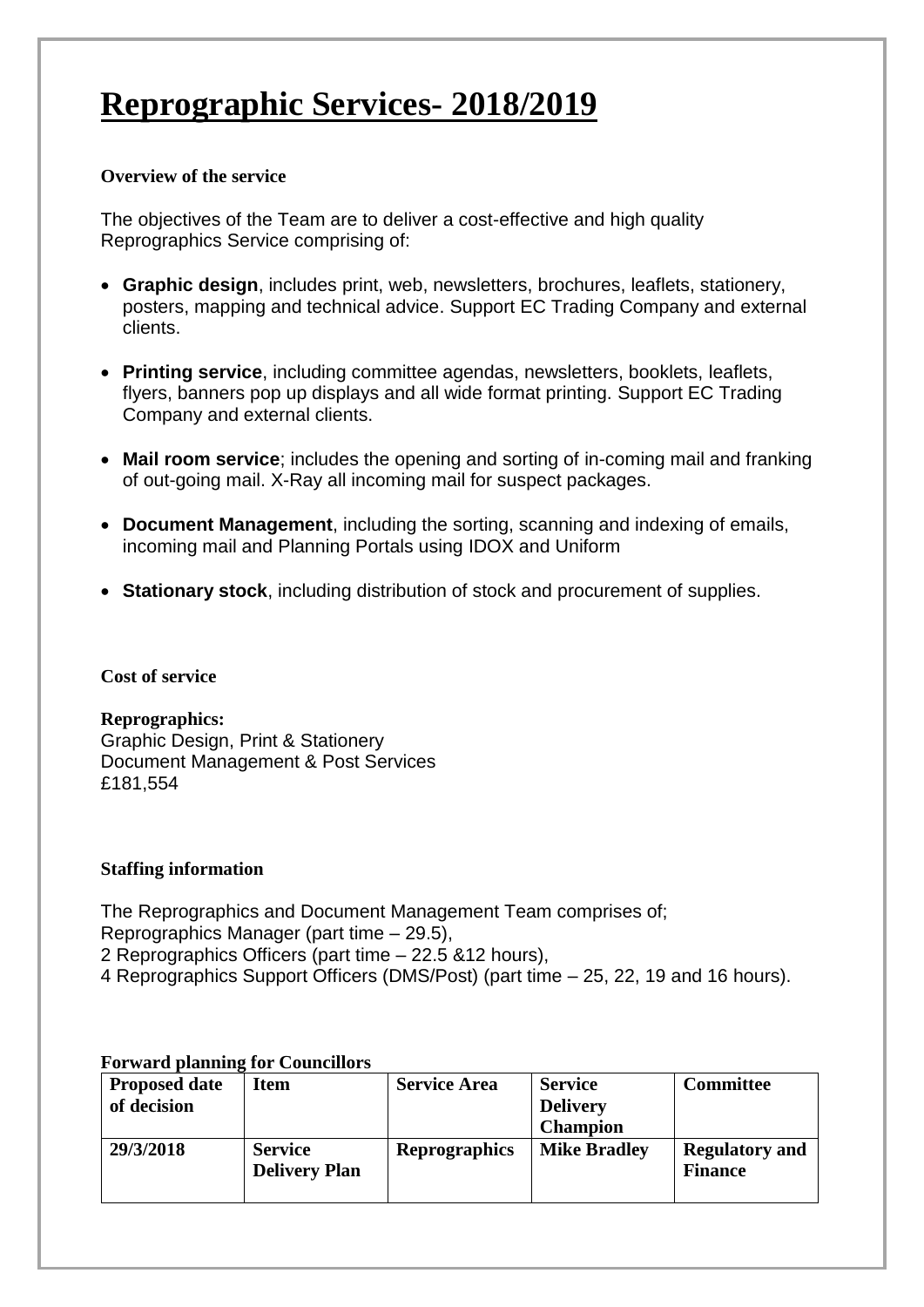# Reprographic Services- 2018/2019

**Overview of the service**

The objectives of the Team are to deliver a cost-effective and high quality Reprographics Service comprising of:

- **Graphic design**, includes print, web, newsletters, brochures, leaflets, stationery, posters, mapping and technical advice. Support EC Trading Company and external clients.
- **Printing service**, including committee agendas, newsletters, booklets, leaflets, flyers, banners pop up displays and all wide format printing. Support EC Trading Company and external clients.
- **Mail room service**; includes the opening and sorting of in-coming mail and franking of out-going mail. X-Ray all incoming mail for suspect packages.
- **Document Management**, including the sorting, scanning and indexing of emails, incoming mail and Planning Portals using IDOX and Uniform
- **Stationary stock**, including distribution of stock and procurement of supplies.

**Cost of service**

**Reprographics:**
Graphic Design, Print & Stationery
Document Management & Post Services
£181,554

**Staffing information**

The Reprographics and Document Management Team comprises of;
Reprographics Manager (part time – 29.5),
2 Reprographics Officers (part time – 22.5 &12 hours),
4 Reprographics Support Officers (DMS/Post) (part time – 25, 22, 19 and 16 hours).

**Forward planning for Councillors**

| Proposed date of decision | Item | Service Area | Service Delivery Champion | Committee |
|---|---|---|---|---|
| **29/3/2018** | **Service Delivery Plan** | **Reprographics** | **Mike Bradley** | **Regulatory and Finance** |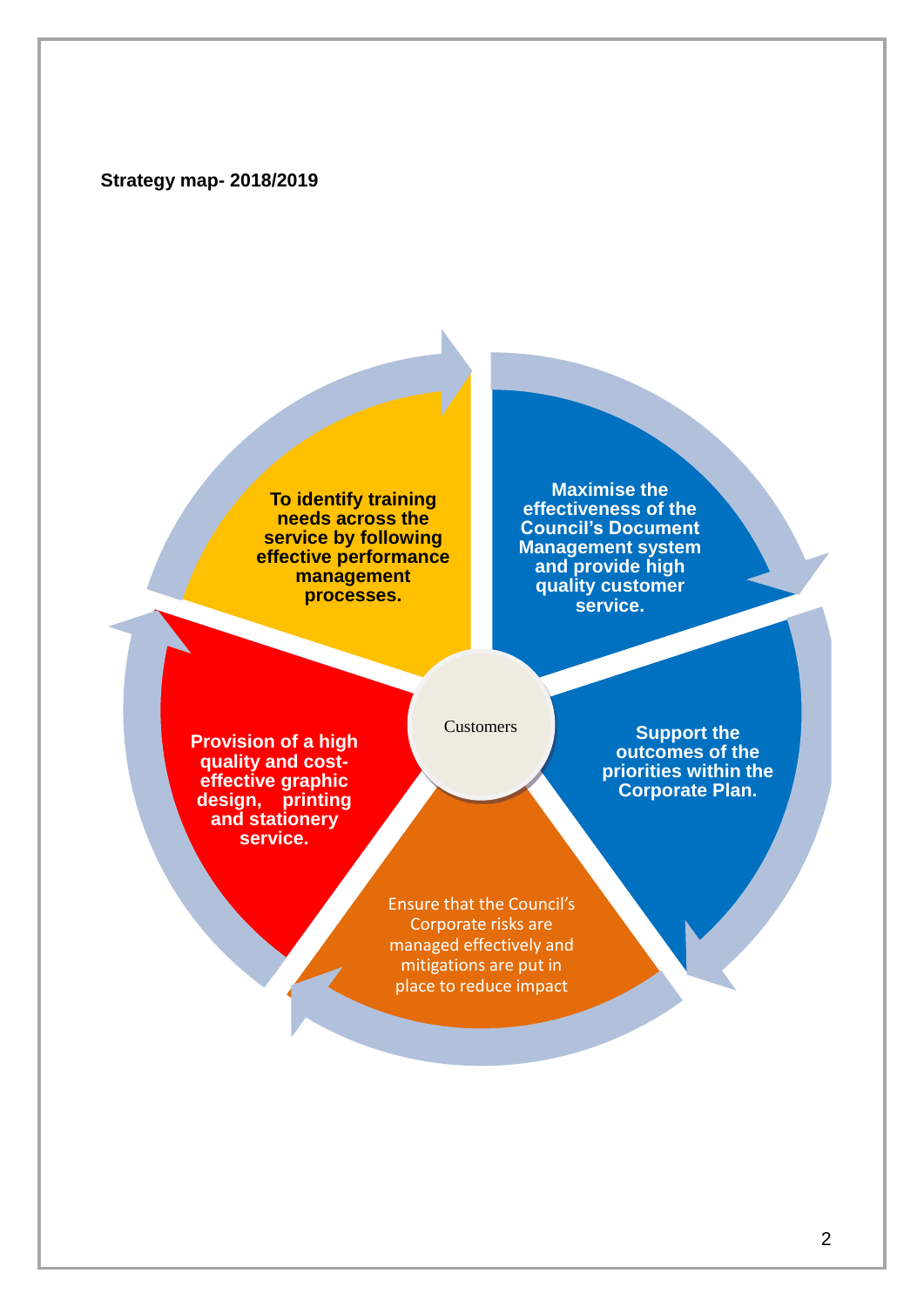**Strategy map- 2018/2019**

Customers

**Maximise the effectiveness of the Council's Document Management system and provide high quality customer service.**

**Support the outcomes of the priorities within the Corporate Plan.**

Ensure that the Council's Corporate risks are managed effectively and mitigations are put in place to reduce impact

**Provision of a high quality and cost-effective graphic design, printing and stationery service.**

**To identify training needs across the service by following effective performance management processes.**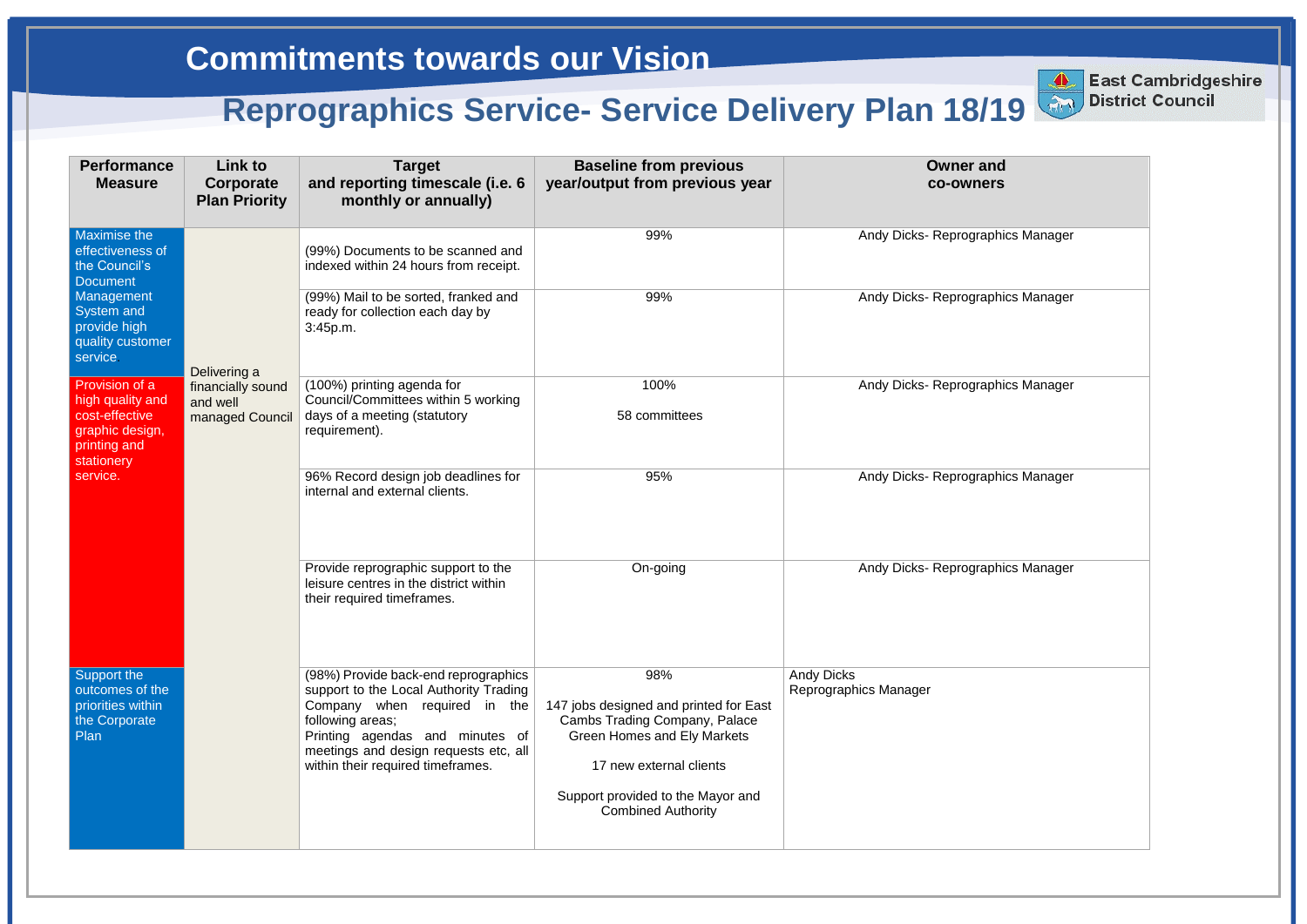# Commitments towards our Vision

## Reprographics Service- Service Delivery Plan 18/19

East Cambridgeshire District Council

| Performance Measure | Link to Corporate Plan Priority | Target and reporting timescale (i.e. 6 monthly or annually) | Baseline from previous year/output from previous year | Owner and co-owners |
|---|---|---|---|---|
| Maximise the effectiveness of the Council's Document Management System and provide high quality customer service | Delivering a financially sound and well managed Council | (99%) Documents to be scanned and indexed within 24 hours from receipt. | 99% | Andy Dicks- Reprographics Manager |
| | | (99%) Mail to be sorted, franked and ready for collection each day by 3:45p.m. | 99% | Andy Dicks- Reprographics Manager |
| Provision of a high quality and cost-effective graphic design, printing and stationery service. | | (100%) printing agenda for Council/Committees within 5 working days of a meeting (statutory requirement). | 100%<br><br>58 committees | Andy Dicks- Reprographics Manager |
| | | 96% Record design job deadlines for internal and external clients. | 95% | Andy Dicks- Reprographics Manager |
| | | Provide reprographic support to the leisure centres in the district within their required timeframes. | On-going | Andy Dicks- Reprographics Manager |
| Support the outcomes of the priorities within the Corporate Plan | | (98%) Provide back-end reprographics support to the Local Authority Trading Company when required in the following areas;<br>Printing agendas and minutes of meetings and design requests etc, all within their required timeframes. | 98%<br><br>147 jobs designed and printed for East Cambs Trading Company, Palace Green Homes and Ely Markets<br><br>17 new external clients<br><br>Support provided to the Mayor and Combined Authority | Andy Dicks<br>Reprographics Manager |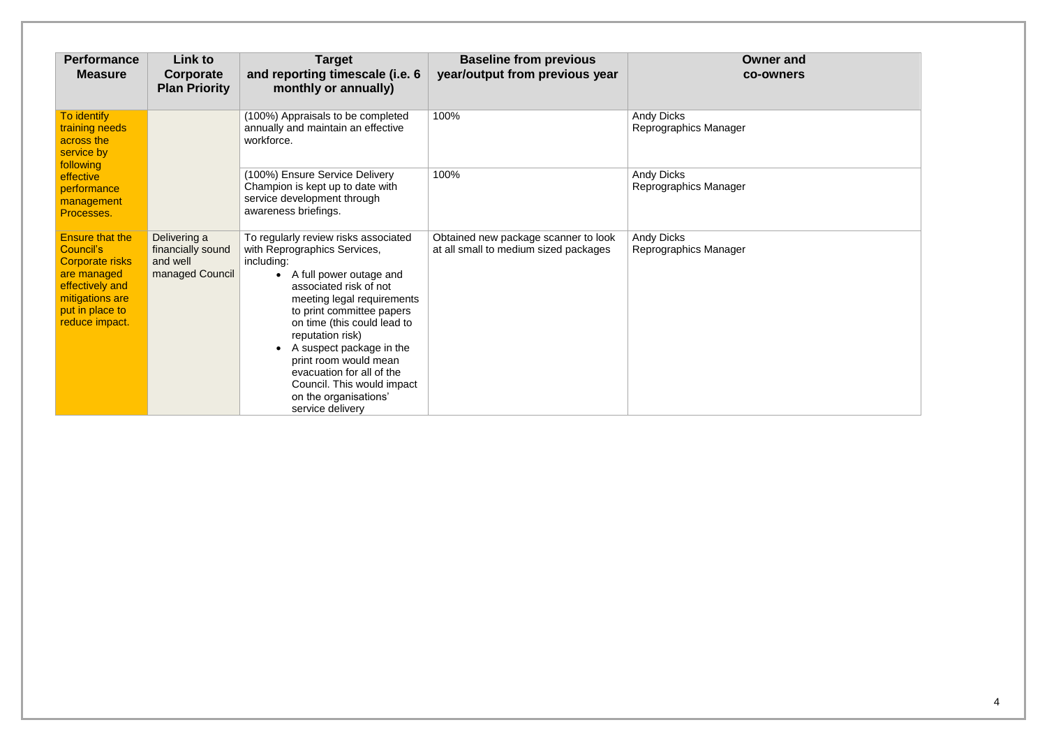| Performance Measure | Link to Corporate Plan Priority | Target and reporting timescale (i.e. 6 monthly or annually) | Baseline from previous year/output from previous year | Owner and co-owners |
|---|---|---|---|---|
| To identify training needs across the service by following effective performance management Processes. | | (100%) Appraisals to be completed annually and maintain an effective workforce. | 100% | Andy Dicks<br>Reprographics Manager |
| | | (100%) Ensure Service Delivery Champion is kept up to date with service development through awareness briefings. | 100% | Andy Dicks<br>Reprographics Manager |
| Ensure that the Council's Corporate risks are managed effectively and mitigations are put in place to reduce impact. | Delivering a financially sound and well managed Council | To regularly review risks associated with Reprographics Services, including:<br>• A full power outage and associated risk of not meeting legal requirements to print committee papers on time (this could lead to reputation risk)<br>• A suspect package in the print room would mean evacuation for all of the Council. This would impact on the organisations' service delivery | Obtained new package scanner to look at all small to medium sized packages | Andy Dicks<br>Reprographics Manager |